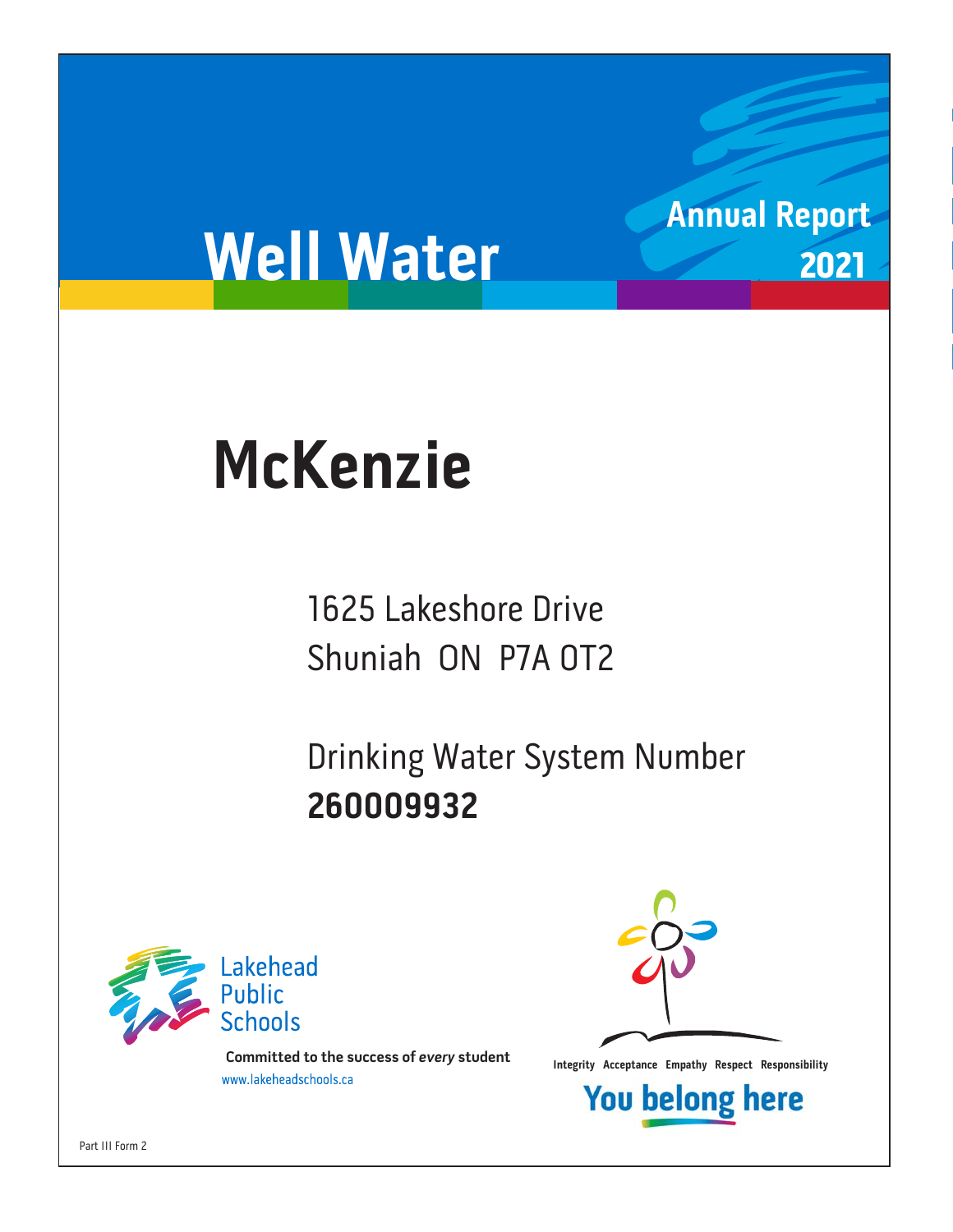# Well Water

**Annual Report 2021**

# McKenzie

1625 Lakeshore Drive
Shuniah ON P7A 0T2

Drinking Water System Number
**260009932**

Lakehead Public Schools

**Committed to the success of *every* student**
www.lakeheadschools.ca

**Integrity Acceptance Empathy Respect Responsibility**

**You belong here**

Part III Form 2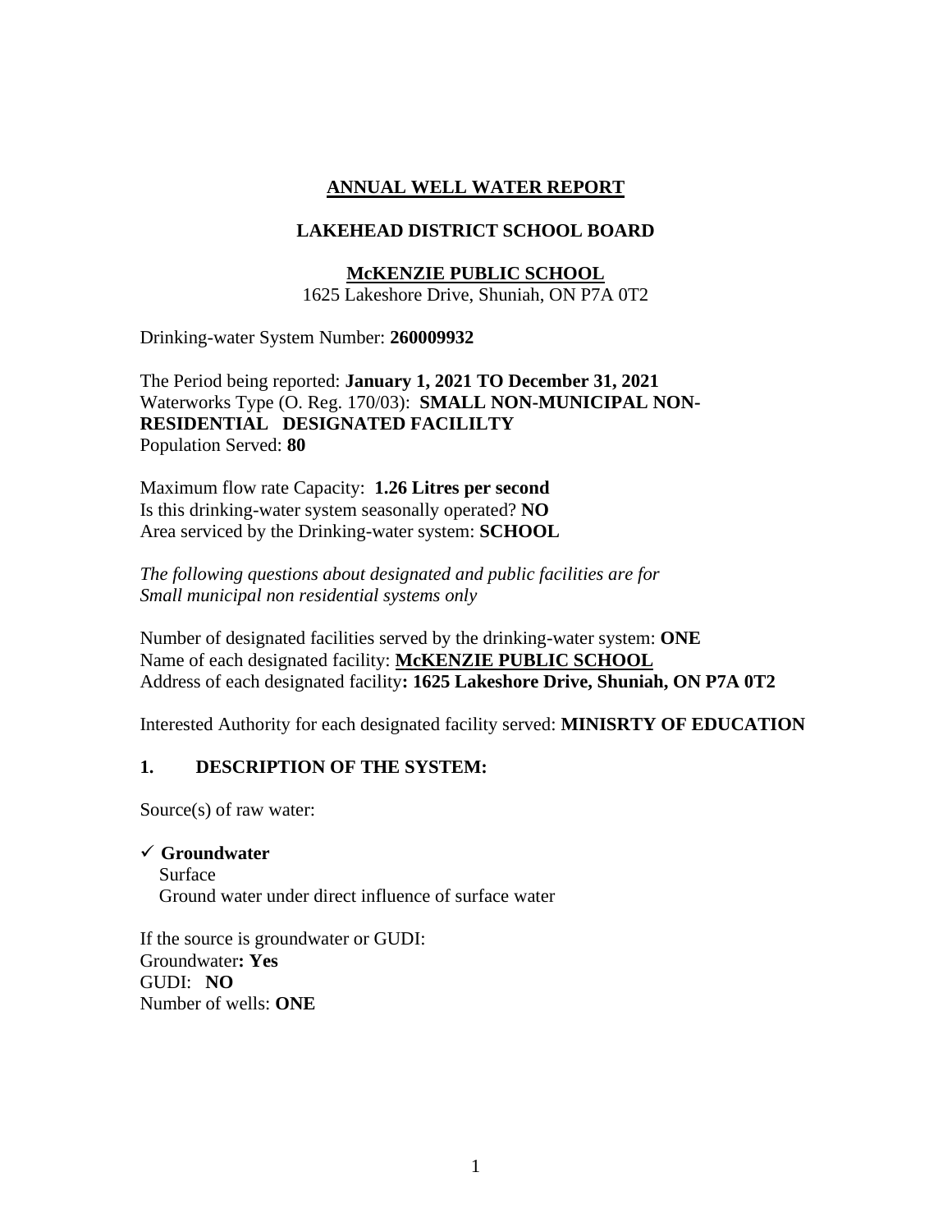## ANNUAL WELL WATER REPORT

### LAKEHEAD DISTRICT SCHOOL BOARD

### McKENZIE PUBLIC SCHOOL

1625 Lakeshore Drive, Shuniah, ON P7A 0T2

Drinking-water System Number: **260009932**

The Period being reported: **January 1, 2021 TO December 31, 2021**
Waterworks Type (O. Reg. 170/03): **SMALL NON-MUNICIPAL NON-RESIDENTIAL DESIGNATED FACILILTY**
Population Served: **80**

Maximum flow rate Capacity: **1.26 Litres per second**
Is this drinking-water system seasonally operated? **NO**
Area serviced by the Drinking-water system: **SCHOOL**

*The following questions about designated and public facilities are for Small municipal non residential systems only*

Number of designated facilities served by the drinking-water system: **ONE**
Name of each designated facility: **McKENZIE PUBLIC SCHOOL**
Address of each designated facility**: 1625 Lakeshore Drive, Shuniah, ON P7A 0T2**

Interested Authority for each designated facility served: **MINISRTY OF EDUCATION**

### 1. DESCRIPTION OF THE SYSTEM:

Source(s) of raw water:

- ✓ **Groundwater**
- Surface
- Ground water under direct influence of surface water

If the source is groundwater or GUDI:
Groundwater**: Yes**
GUDI: **NO**
Number of wells: **ONE**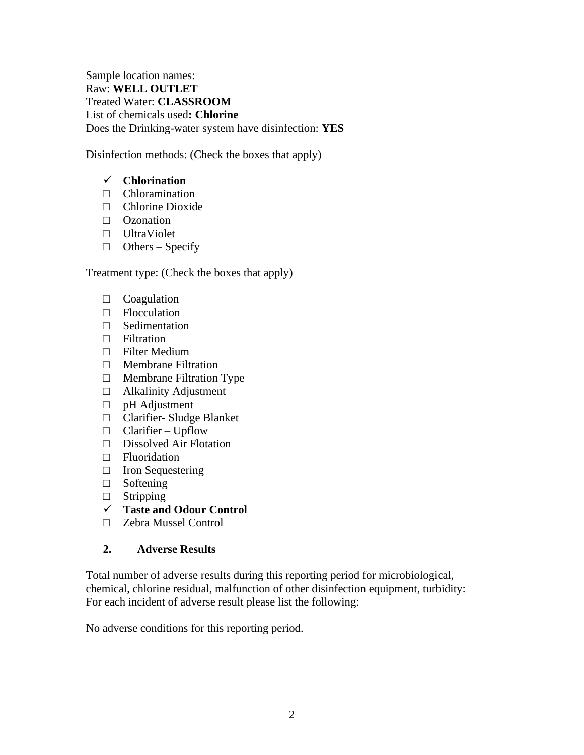Sample location names:
Raw: **WELL OUTLET**
Treated Water: **CLASSROOM**
List of chemicals used**: Chlorine**
Does the Drinking-water system have disinfection: **YES**

Disinfection methods: (Check the boxes that apply)

- ✓ **Chlorination**
- □ Chloramination
- □ Chlorine Dioxide
- □ Ozonation
- □ UltraViolet
- □ Others – Specify

Treatment type: (Check the boxes that apply)

- □ Coagulation
- □ Flocculation
- □ Sedimentation
- □ Filtration
- □ Filter Medium
- □ Membrane Filtration
- □ Membrane Filtration Type
- □ Alkalinity Adjustment
- □ pH Adjustment
- □ Clarifier- Sludge Blanket
- □ Clarifier – Upflow
- □ Dissolved Air Flotation
- □ Fluoridation
- □ Iron Sequestering
- □ Softening
- □ Stripping
- ✓ **Taste and Odour Control**
- □ Zebra Mussel Control

## 2. Adverse Results

Total number of adverse results during this reporting period for microbiological, chemical, chlorine residual, malfunction of other disinfection equipment, turbidity:
For each incident of adverse result please list the following:

No adverse conditions for this reporting period.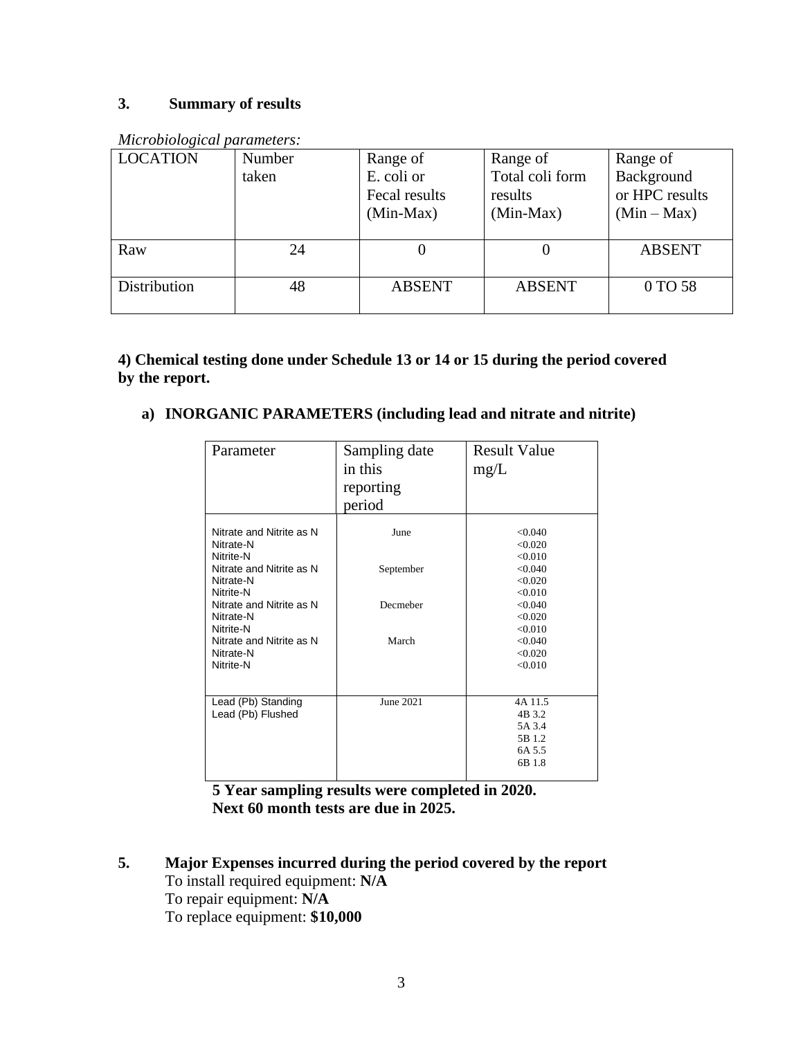### 3. Summary of results

*Microbiological parameters:*

| LOCATION | Number taken | Range of E. coli or Fecal results (Min-Max) | Range of Total coli form results (Min-Max) | Range of Background or HPC results (Min – Max) |
|---|---|---|---|---|
| Raw | 24 | 0 | 0 | ABSENT |
| Distribution | 48 | ABSENT | ABSENT | 0 TO 58 |

**4) Chemical testing done under Schedule 13 or 14 or 15 during the period covered by the report.**

**a) INORGANIC PARAMETERS (including lead and nitrate and nitrite)**

| Parameter | Sampling date in this reporting period | Result Value mg/L |
|---|---|---|
| Nitrate and Nitrite as N | June | <0.040 |
| Nitrate-N | | <0.020 |
| Nitrite-N | | <0.010 |
| Nitrate and Nitrite as N | September | <0.040 |
| Nitrate-N | | <0.020 |
| Nitrite-N | | <0.010 |
| Nitrate and Nitrite as N | Decmeber | <0.040 |
| Nitrate-N | | <0.020 |
| Nitrite-N | | <0.010 |
| Nitrate and Nitrite as N | March | <0.040 |
| Nitrate-N | | <0.020 |
| Nitrite-N | | <0.010 |
| Lead (Pb) Standing | June 2021 | 4A 11.5 |
| Lead (Pb) Flushed | | 4B 3.2 |
| | | 5A 3.4 |
| | | 5B 1.2 |
| | | 6A 5.5 |
| | | 6B 1.8 |

**5 Year sampling results were completed in 2020.**
**Next 60 month tests are due in 2025.**

### 5. Major Expenses incurred during the period covered by the report

To install required equipment: **N/A**
To repair equipment: **N/A**
To replace equipment: **$10,000**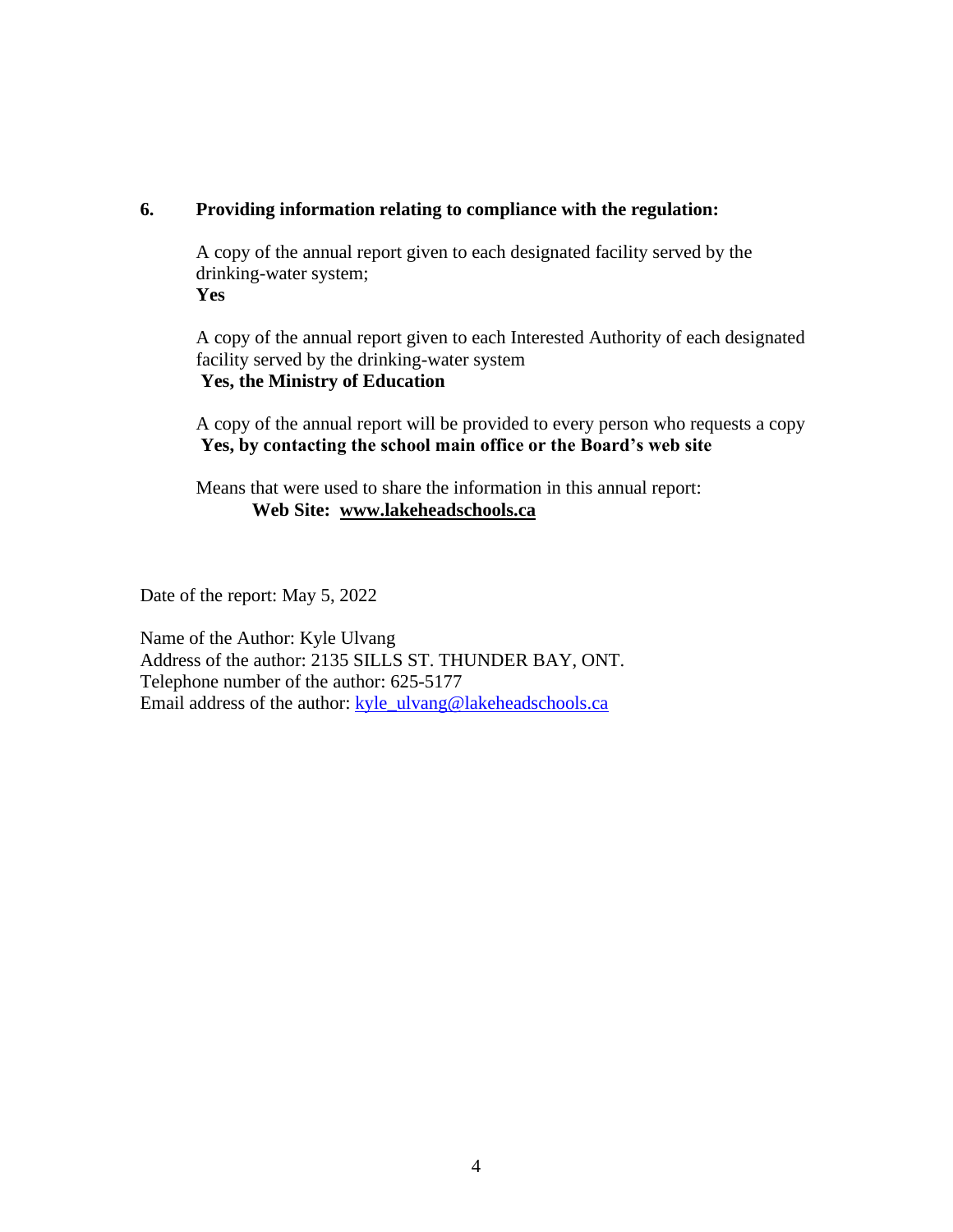## 6. Providing information relating to compliance with the regulation:

A copy of the annual report given to each designated facility served by the drinking-water system;
**Yes**

A copy of the annual report given to each Interested Authority of each designated facility served by the drinking-water system
**Yes, the Ministry of Education**

A copy of the annual report will be provided to every person who requests a copy
**Yes, by contacting the school main office or the Board's web site**

Means that were used to share the information in this annual report:
**Web Site: www.lakeheadschools.ca**

Date of the report: May 5, 2022

Name of the Author: Kyle Ulvang
Address of the author: 2135 SILLS ST. THUNDER BAY, ONT.
Telephone number of the author: 625-5177
Email address of the author: kyle_ulvang@lakeheadschools.ca